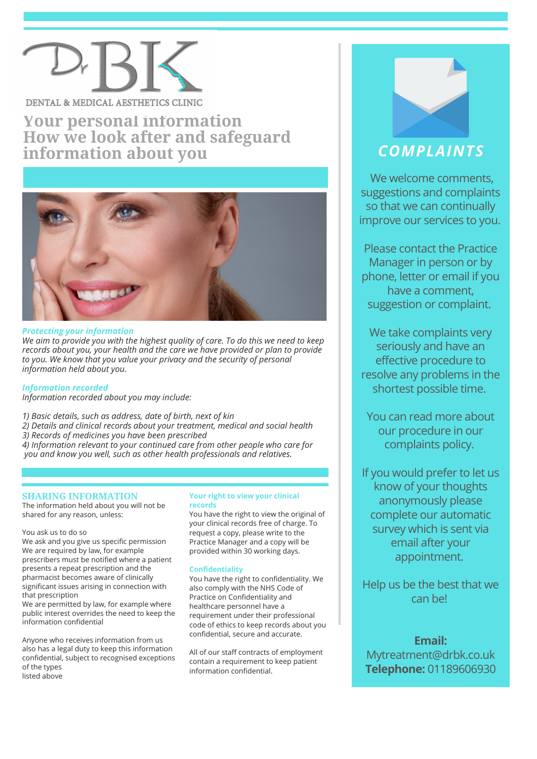# Dr BK

DENTAL & MEDICAL AESTHETICS CLINIC

# Your personal information
## How we look after and safeguard information about you

***Protecting your information***

*We aim to provide you with the highest quality of care. To do this we need to keep records about you, your health and the care we have provided or plan to provide to you. We know that you value your privacy and the security of personal information held about you.*

***Information recorded***

*Information recorded about you may include:*

*1) Basic details, such as address, date of birth, next of kin*
*2) Details and clinical records about your treatment, medical and social health*
*3) Records of medicines you have been prescribed*
*4) Information relevant to your continued care from other people who care for you and know you well, such as other health professionals and relatives.*

### SHARING INFORMATION

The information held about you will not be shared for any reason, unless:

You ask us to do so
We ask and you give us specific permission
We are required by law, for example prescribers must be notified where a patient presents a repeat prescription and the pharmacist becomes aware of clinically significant issues arising in connection with that prescription
We are permitted by law, for example where public interest overrides the need to keep the information confidential

Anyone who receives information from us also has a legal duty to keep this information confidential, subject to recognised exceptions of the types
listed above

**Your right to view your clinical records**

You have the right to view the original of your clinical records free of charge. To request a copy, please write to the Practice Manager and a copy will be provided within 30 working days.

**Confidentiality**

You have the right to confidentiality. We also comply with the NHS Code of Practice on Confidentiality and healthcare personnel have a requirement under their professional code of ethics to keep records about you confidential, secure and accurate.

All of our staff contracts of employment contain a requirement to keep patient information confidential.

## *COMPLAINTS*

We welcome comments, suggestions and complaints so that we can continually improve our services to you.

Please contact the Practice Manager in person or by phone, letter or email if you have a comment, suggestion or complaint.

We take complaints very seriously and have an effective procedure to resolve any problems in the shortest possible time.

You can read more about our procedure in our complaints policy.

If you would prefer to let us know of your thoughts anonymously please complete our automatic survey which is sent via email after your appointment.

Help us be the best that we can be!

**Email:**
Mytreatment@drbk.co.uk
**Telephone:** 01189606930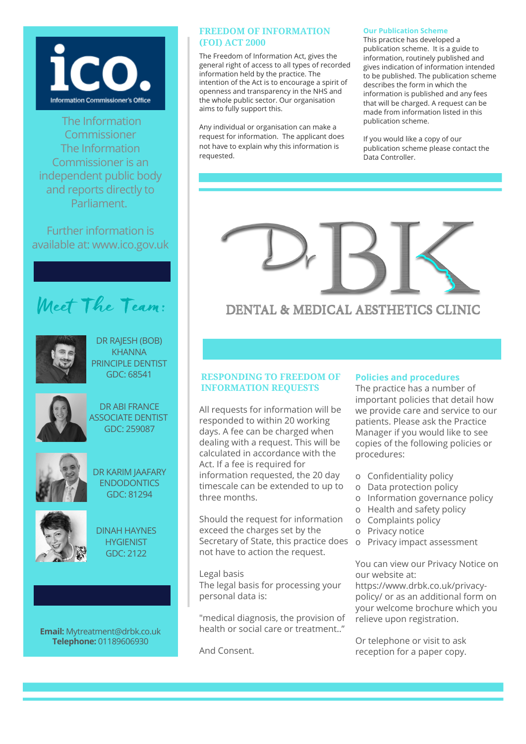ico. Information Commissioner's Office

The Information Commissioner
The Information Commissioner is an independent public body and reports directly to Parliament.

Further information is available at: www.ico.gov.uk

## Meet The Team:

DR RAJESH (BOB) KHANNA
PRINCIPLE DENTIST
GDC: 68541

DR ABI FRANCE
ASSOCIATE DENTIST
GDC: 259087

DR KARIM JAAFARY
ENDODONTICS
GDC: 81294

DINAH HAYNES
HYGIENIST
GDC: 2122

**Email:** Mytreatment@drbk.co.uk
**Telephone:** 01189606930

## FREEDOM OF INFORMATION (FOI) ACT 2000

The Freedom of Information Act, gives the general right of access to all types of recorded information held by the practice. The intention of the Act is to encourage a spirit of openness and transparency in the NHS and the whole public sector. Our organisation aims to fully support this.

Any individual or organisation can make a request for information. The applicant does not have to explain why this information is requested.

## Our Publication Scheme

This practice has developed a publication scheme. It is a guide to information, routinely published and gives indication of information intended to be published. The publication scheme describes the form in which the information is published and any fees that will be charged. A request can be made from information listed in this publication scheme.

If you would like a copy of our publication scheme please contact the Data Controller.

Dr BK
DENTAL & MEDICAL AESTHETICS CLINIC

## RESPONDING TO FREEDOM OF INFORMATION REQUESTS

All requests for information will be responded to within 20 working days. A fee can be charged when dealing with a request. This will be calculated in accordance with the Act. If a fee is required for information requested, the 20 day timescale can be extended to up to three months.

Should the request for information exceed the charges set by the Secretary of State, this practice does not have to action the request.

Legal basis
The legal basis for processing your personal data is:

"medical diagnosis, the provision of health or social care or treatment.."

And Consent.

## Policies and procedures

The practice has a number of important policies that detail how we provide care and service to our patients. Please ask the Practice Manager if you would like to see copies of the following policies or procedures:

- Confidentiality policy
- Data protection policy
- Information governance policy
- Health and safety policy
- Complaints policy
- Privacy notice
- Privacy impact assessment

You can view our Privacy Notice on our website at: https://www.drbk.co.uk/privacy-policy/ or as an additional form on your welcome brochure which you relieve upon registration.

Or telephone or visit to ask reception for a paper copy.